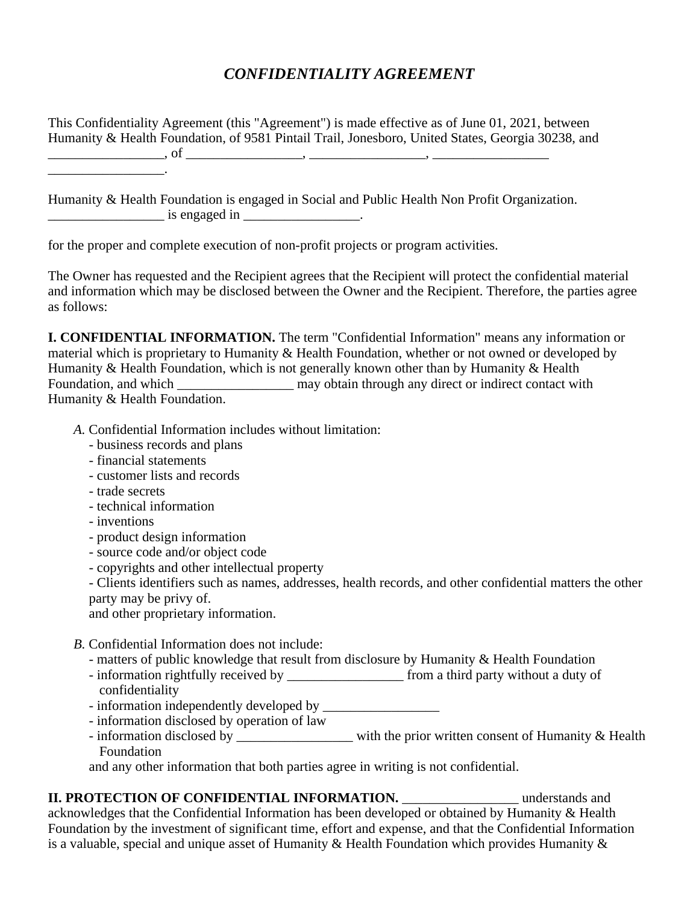# *CONFIDENTIALITY AGREEMENT*

This Confidentiality Agreement (this "Agreement") is made effective as of June 01, 2021, between Humanity & Health Foundation, of 9581 Pintail Trail, Jonesboro, United States, Georgia 30238, and _________________, of _________________, _________________, _________________ _________________.

Humanity & Health Foundation is engaged in Social and Public Health Non Profit Organization. _________________ is engaged in _________________.

for the proper and complete execution of non-profit projects or program activities.

The Owner has requested and the Recipient agrees that the Recipient will protect the confidential material and information which may be disclosed between the Owner and the Recipient. Therefore, the parties agree as follows:

**I. CONFIDENTIAL INFORMATION.** The term "Confidential Information" means any information or material which is proprietary to Humanity & Health Foundation, whether or not owned or developed by Humanity & Health Foundation, which is not generally known other than by Humanity & Health Foundation, and which _________________ may obtain through any direct or indirect contact with Humanity & Health Foundation.

*A.* Confidential Information includes without limitation:
- business records and plans
- financial statements
- customer lists and records
- trade secrets
- technical information
- inventions
- product design information
- source code and/or object code
- copyrights and other intellectual property
- Clients identifiers such as names, addresses, health records, and other confidential matters the other party may be privy of.

and other proprietary information.

*B.* Confidential Information does not include:
- matters of public knowledge that result from disclosure by Humanity & Health Foundation
- information rightfully received by _________________ from a third party without a duty of confidentiality
- information independently developed by _________________
- information disclosed by operation of law
- information disclosed by _________________ with the prior written consent of Humanity & Health Foundation

and any other information that both parties agree in writing is not confidential.

**II. PROTECTION OF CONFIDENTIAL INFORMATION.** _________________ understands and acknowledges that the Confidential Information has been developed or obtained by Humanity & Health Foundation by the investment of significant time, effort and expense, and that the Confidential Information is a valuable, special and unique asset of Humanity & Health Foundation which provides Humanity &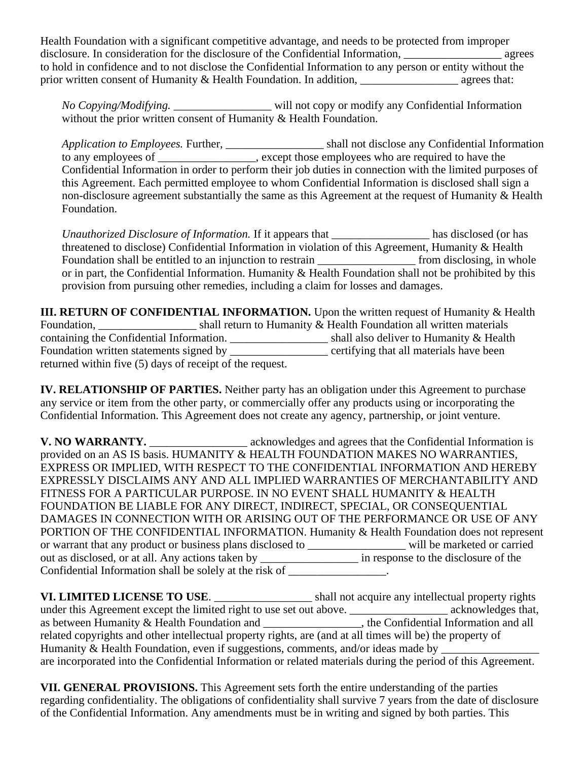Health Foundation with a significant competitive advantage, and needs to be protected from improper disclosure. In consideration for the disclosure of the Confidential Information, _________________ agrees to hold in confidence and to not disclose the Confidential Information to any person or entity without the prior written consent of Humanity & Health Foundation. In addition, _________________ agrees that:

*No Copying/Modifying.* _________________ will not copy or modify any Confidential Information without the prior written consent of Humanity & Health Foundation.

*Application to Employees.* Further, _________________ shall not disclose any Confidential Information to any employees of _________________, except those employees who are required to have the Confidential Information in order to perform their job duties in connection with the limited purposes of this Agreement. Each permitted employee to whom Confidential Information is disclosed shall sign a non-disclosure agreement substantially the same as this Agreement at the request of Humanity & Health Foundation.

*Unauthorized Disclosure of Information.* If it appears that _________________ has disclosed (or has threatened to disclose) Confidential Information in violation of this Agreement, Humanity & Health Foundation shall be entitled to an injunction to restrain _________________ from disclosing, in whole or in part, the Confidential Information. Humanity & Health Foundation shall not be prohibited by this provision from pursuing other remedies, including a claim for losses and damages.

**III. RETURN OF CONFIDENTIAL INFORMATION.** Upon the written request of Humanity & Health Foundation, _________________ shall return to Humanity & Health Foundation all written materials containing the Confidential Information. _________________ shall also deliver to Humanity & Health Foundation written statements signed by _________________ certifying that all materials have been returned within five (5) days of receipt of the request.

**IV. RELATIONSHIP OF PARTIES.** Neither party has an obligation under this Agreement to purchase any service or item from the other party, or commercially offer any products using or incorporating the Confidential Information. This Agreement does not create any agency, partnership, or joint venture.

**V. NO WARRANTY.** _________________ acknowledges and agrees that the Confidential Information is provided on an AS IS basis. HUMANITY & HEALTH FOUNDATION MAKES NO WARRANTIES, EXPRESS OR IMPLIED, WITH RESPECT TO THE CONFIDENTIAL INFORMATION AND HEREBY EXPRESSLY DISCLAIMS ANY AND ALL IMPLIED WARRANTIES OF MERCHANTABILITY AND FITNESS FOR A PARTICULAR PURPOSE. IN NO EVENT SHALL HUMANITY & HEALTH FOUNDATION BE LIABLE FOR ANY DIRECT, INDIRECT, SPECIAL, OR CONSEQUENTIAL DAMAGES IN CONNECTION WITH OR ARISING OUT OF THE PERFORMANCE OR USE OF ANY PORTION OF THE CONFIDENTIAL INFORMATION. Humanity & Health Foundation does not represent or warrant that any product or business plans disclosed to _________________ will be marketed or carried out as disclosed, or at all. Any actions taken by _________________ in response to the disclosure of the Confidential Information shall be solely at the risk of _________________.

**VI. LIMITED LICENSE TO USE**. _________________ shall not acquire any intellectual property rights under this Agreement except the limited right to use set out above. _________________ acknowledges that, as between Humanity & Health Foundation and _________________, the Confidential Information and all related copyrights and other intellectual property rights, are (and at all times will be) the property of Humanity & Health Foundation, even if suggestions, comments, and/or ideas made by _________________ are incorporated into the Confidential Information or related materials during the period of this Agreement.

**VII. GENERAL PROVISIONS.** This Agreement sets forth the entire understanding of the parties regarding confidentiality. The obligations of confidentiality shall survive 7 years from the date of disclosure of the Confidential Information. Any amendments must be in writing and signed by both parties. This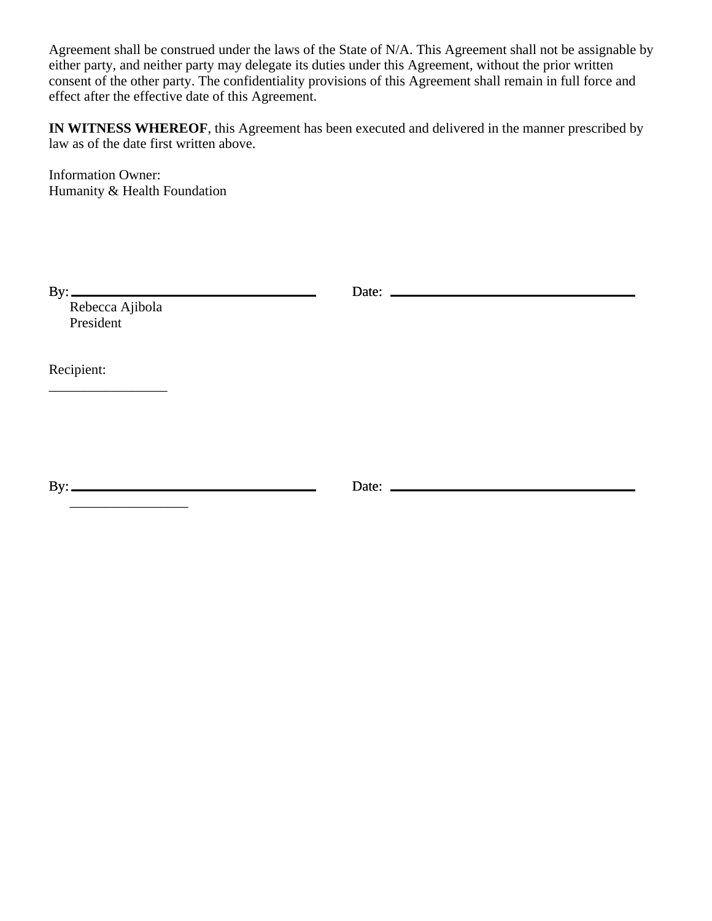Agreement shall be construed under the laws of the State of N/A. This Agreement shall not be assignable by either party, and neither party may delegate its duties under this Agreement, without the prior written consent of the other party. The confidentiality provisions of this Agreement shall remain in full force and effect after the effective date of this Agreement.

**IN WITNESS WHEREOF**, this Agreement has been executed and delivered in the manner prescribed by law as of the date first written above.

Information Owner:
Humanity & Health Foundation

By: ______________________________ Date: ______________________________

Rebecca Ajibola
President

Recipient:
________________

By: ______________________________ Date: ______________________________

________________